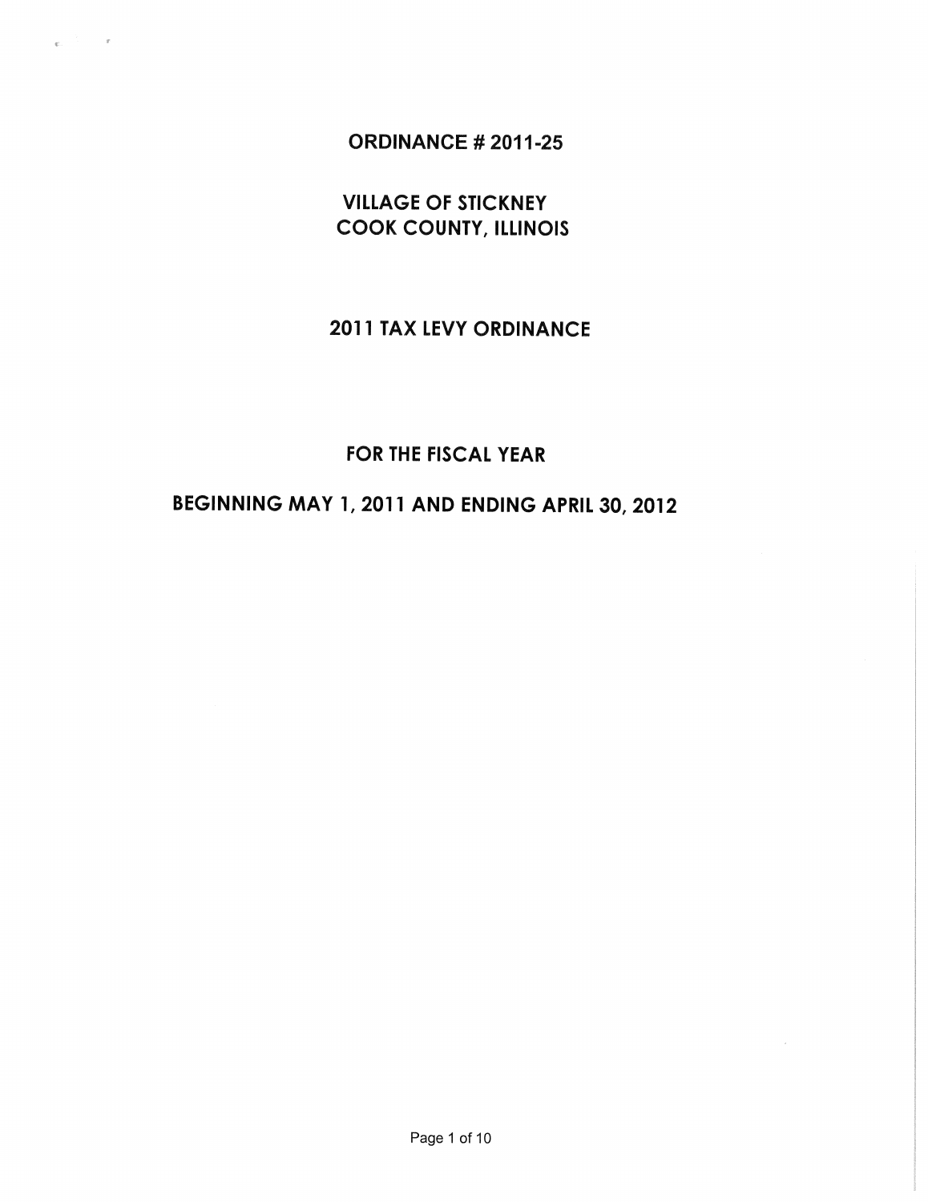# ORDINANCE # 2011-25

## VILLAGE OF STICKNEY
## COOK COUNTY, ILLINOIS

## 2011 TAX LEVY ORDINANCE

## FOR THE FISCAL YEAR

## BEGINNING MAY 1, 2011 AND ENDING APRIL 30, 2012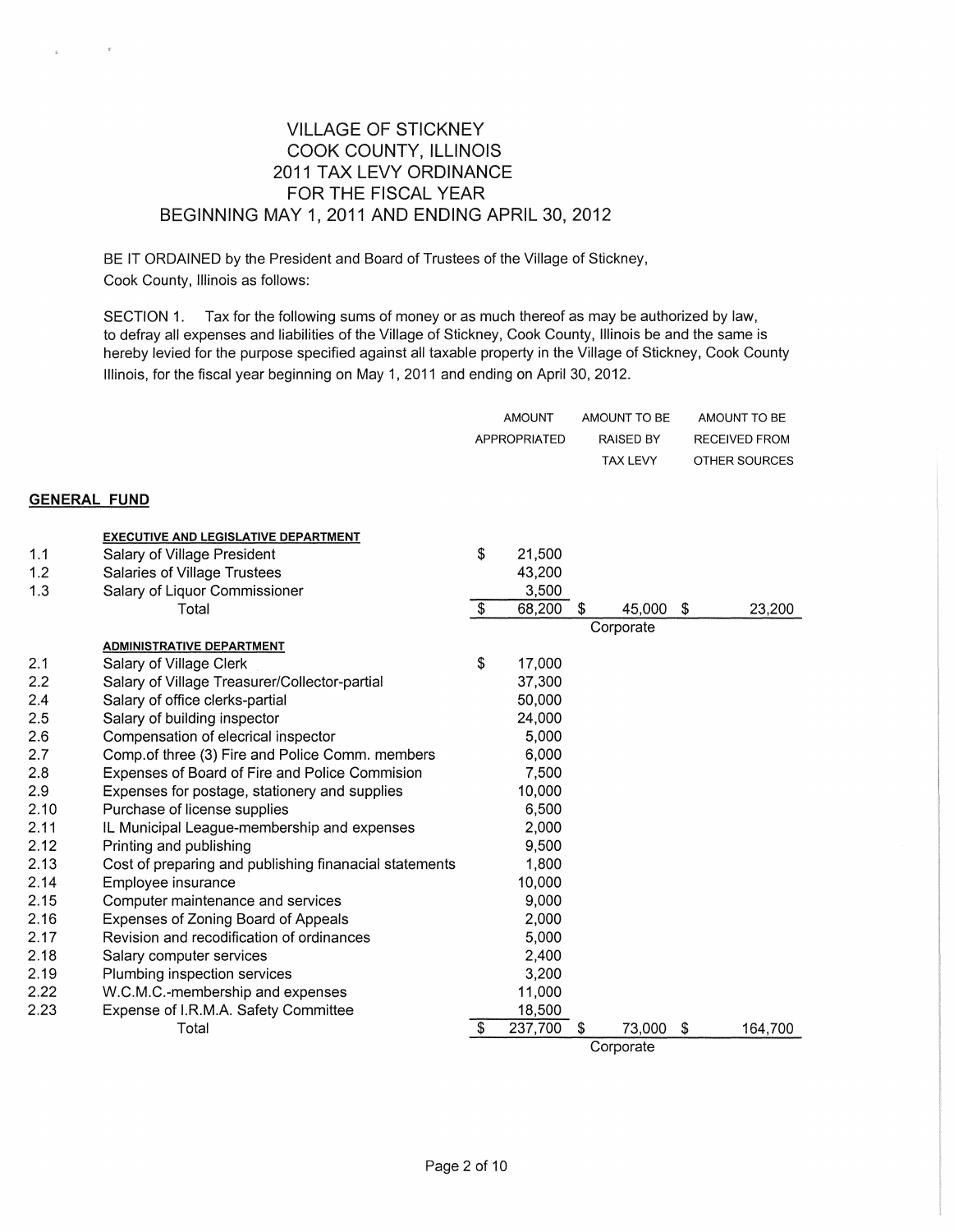VILLAGE OF STICKNEY
COOK COUNTY, ILLINOIS
2011 TAX LEVY ORDINANCE
FOR THE FISCAL YEAR
BEGINNING MAY 1, 2011 AND ENDING APRIL 30, 2012

BE IT ORDAINED by the President and Board of Trustees of the Village of Stickney, Cook County, Illinois as follows:

SECTION 1. Tax for the following sums of money or as much thereof as may be authorized by law, to defray all expenses and liabilities of the Village of Stickney, Cook County, Illinois be and the same is hereby levied for the purpose specified against all taxable property in the Village of Stickney, Cook County Illinois, for the fiscal year beginning on May 1, 2011 and ending on April 30, 2012.

| | | AMOUNT APPROPRIATED | AMOUNT TO BE RAISED BY TAX LEVY | AMOUNT TO BE RECEIVED FROM OTHER SOURCES |
|---|---|---|---|---|
| **GENERAL FUND** | | | | |
| | **EXECUTIVE AND LEGISLATIVE DEPARTMENT** | | | |
| 1.1 | Salary of Village President | $ 21,500 | | |
| 1.2 | Salaries of Village Trustees | 43,200 | | |
| 1.3 | Salary of Liquor Commissioner | 3,500 | | |
| | Total | $ 68,200 | $ 45,000 | $ 23,200 |
| | | | Corporate | |
| | **ADMINISTRATIVE DEPARTMENT** | | | |
| 2.1 | Salary of Village Clerk | $ 17,000 | | |
| 2.2 | Salary of Village Treasurer/Collector-partial | 37,300 | | |
| 2.4 | Salary of office clerks-partial | 50,000 | | |
| 2.5 | Salary of building inspector | 24,000 | | |
| 2.6 | Compensation of elecrical inspector | 5,000 | | |
| 2.7 | Comp.of three (3) Fire and Police Comm. members | 6,000 | | |
| 2.8 | Expenses of Board of Fire and Police Commision | 7,500 | | |
| 2.9 | Expenses for postage, stationery and supplies | 10,000 | | |
| 2.10 | Purchase of license supplies | 6,500 | | |
| 2.11 | IL Municipal League-membership and expenses | 2,000 | | |
| 2.12 | Printing and publishing | 9,500 | | |
| 2.13 | Cost of preparing and publishing finanacial statements | 1,800 | | |
| 2.14 | Employee insurance | 10,000 | | |
| 2.15 | Computer maintenance and services | 9,000 | | |
| 2.16 | Expenses of Zoning Board of Appeals | 2,000 | | |
| 2.17 | Revision and recodification of ordinances | 5,000 | | |
| 2.18 | Salary computer services | 2,400 | | |
| 2.19 | Plumbing inspection services | 3,200 | | |
| 2.22 | W.C.M.C.-membership and expenses | 11,000 | | |
| 2.23 | Expense of I.R.M.A. Safety Committee | 18,500 | | |
| | Total | $ 237,700 | $ 73,000 | $ 164,700 |
| | | | Corporate | |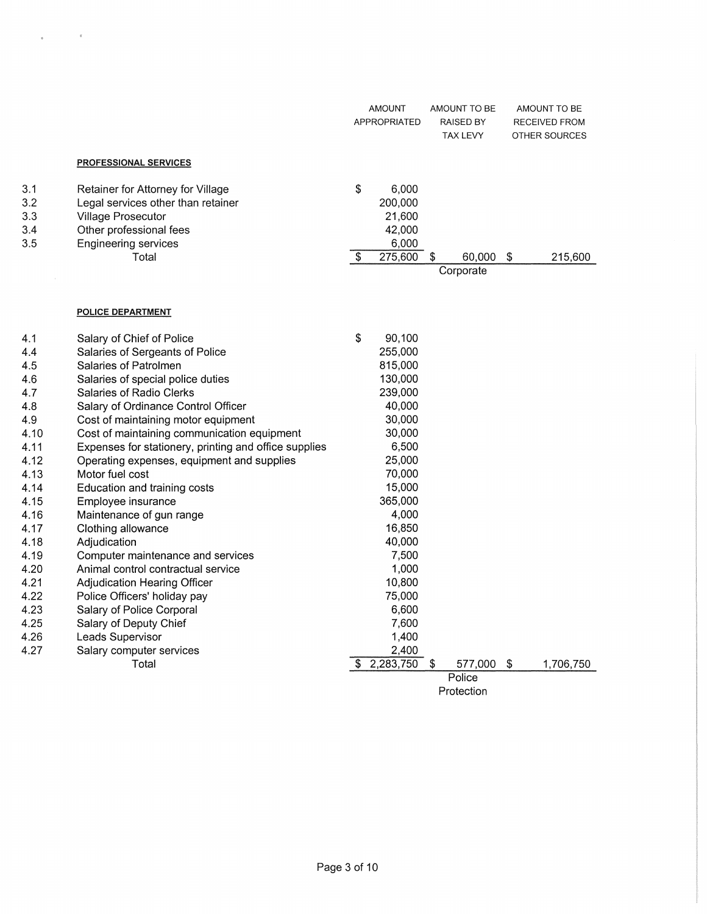| | | AMOUNT APPROPRIATED | AMOUNT TO BE RAISED BY TAX LEVY | AMOUNT TO BE RECEIVED FROM OTHER SOURCES |
|---|---|---|---|---|
| | **PROFESSIONAL SERVICES** | | | |
| 3.1 | Retainer for Attorney for Village | $ 6,000 | | |
| 3.2 | Legal services other than retainer | 200,000 | | |
| 3.3 | Village Prosecutor | 21,600 | | |
| 3.4 | Other professional fees | 42,000 | | |
| 3.5 | Engineering services | 6,000 | | |
| | Total | $ 275,600 | $ 60,000 | $ 215,600 |
| | | | Corporate | |
| | **POLICE DEPARTMENT** | | | |
| 4.1 | Salary of Chief of Police | $ 90,100 | | |
| 4.4 | Salaries of Sergeants of Police | 255,000 | | |
| 4.5 | Salaries of Patrolmen | 815,000 | | |
| 4.6 | Salaries of special police duties | 130,000 | | |
| 4.7 | Salaries of Radio Clerks | 239,000 | | |
| 4.8 | Salary of Ordinance Control Officer | 40,000 | | |
| 4.9 | Cost of maintaining motor equipment | 30,000 | | |
| 4.10 | Cost of maintaining communication equipment | 30,000 | | |
| 4.11 | Expenses for stationery, printing and office supplies | 6,500 | | |
| 4.12 | Operating expenses, equipment and supplies | 25,000 | | |
| 4.13 | Motor fuel cost | 70,000 | | |
| 4.14 | Education and training costs | 15,000 | | |
| 4.15 | Employee insurance | 365,000 | | |
| 4.16 | Maintenance of gun range | 4,000 | | |
| 4.17 | Clothing allowance | 16,850 | | |
| 4.18 | Adjudication | 40,000 | | |
| 4.19 | Computer maintenance and services | 7,500 | | |
| 4.20 | Animal control contractual service | 1,000 | | |
| 4.21 | Adjudication Hearing Officer | 10,800 | | |
| 4.22 | Police Officers' holiday pay | 75,000 | | |
| 4.23 | Salary of Police Corporal | 6,600 | | |
| 4.25 | Salary of Deputy Chief | 7,600 | | |
| 4.26 | Leads Supervisor | 1,400 | | |
| 4.27 | Salary computer services | 2,400 | | |
| | Total | $ 2,283,750 | $ 577,000 | $ 1,706,750 |
| | | | Police Protection | |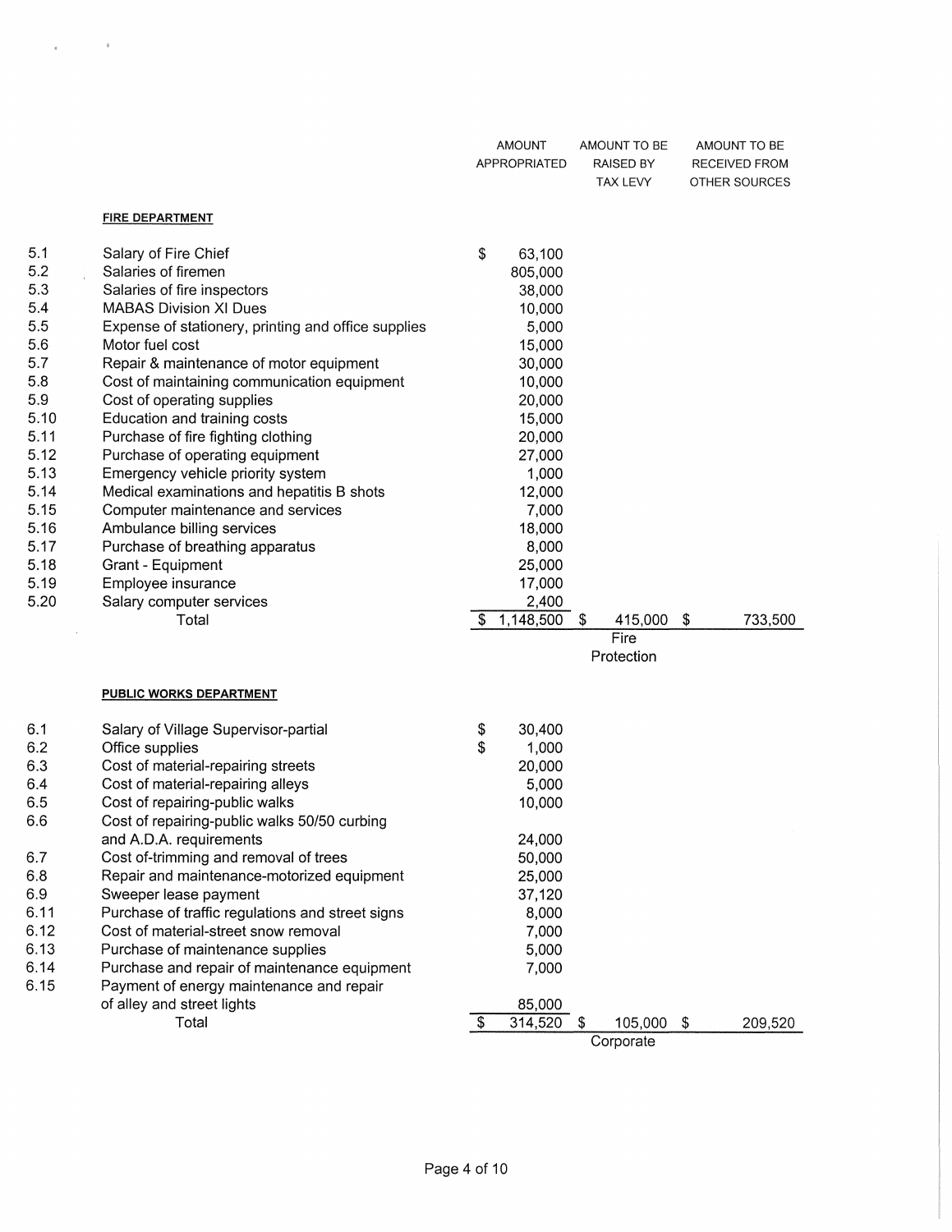| | | AMOUNT APPROPRIATED | AMOUNT TO BE RAISED BY TAX LEVY | AMOUNT TO BE RECEIVED FROM OTHER SOURCES |
|---|---|---|---|---|
| | **FIRE DEPARTMENT** | | | |
| 5.1 | Salary of Fire Chief | $ 63,100 | | |
| 5.2 | Salaries of firemen | 805,000 | | |
| 5.3 | Salaries of fire inspectors | 38,000 | | |
| 5.4 | MABAS Division XI Dues | 10,000 | | |
| 5.5 | Expense of stationery, printing and office supplies | 5,000 | | |
| 5.6 | Motor fuel cost | 15,000 | | |
| 5.7 | Repair & maintenance of motor equipment | 30,000 | | |
| 5.8 | Cost of maintaining communication equipment | 10,000 | | |
| 5.9 | Cost of operating supplies | 20,000 | | |
| 5.10 | Education and training costs | 15,000 | | |
| 5.11 | Purchase of fire fighting clothing | 20,000 | | |
| 5.12 | Purchase of operating equipment | 27,000 | | |
| 5.13 | Emergency vehicle priority system | 1,000 | | |
| 5.14 | Medical examinations and hepatitis B shots | 12,000 | | |
| 5.15 | Computer maintenance and services | 7,000 | | |
| 5.16 | Ambulance billing services | 18,000 | | |
| 5.17 | Purchase of breathing apparatus | 8,000 | | |
| 5.18 | Grant - Equipment | 25,000 | | |
| 5.19 | Employee insurance | 17,000 | | |
| 5.20 | Salary computer services | 2,400 | | |
| | Total | $ 1,148,500 | $ 415,000 | $ 733,500 |
| | | | Fire Protection | |
| | **PUBLIC WORKS DEPARTMENT** | | | |
| 6.1 | Salary of Village Supervisor-partial | $ 30,400 | | |
| 6.2 | Office supplies | $ 1,000 | | |
| 6.3 | Cost of material-repairing streets | 20,000 | | |
| 6.4 | Cost of material-repairing alleys | 5,000 | | |
| 6.5 | Cost of repairing-public walks | 10,000 | | |
| 6.6 | Cost of repairing-public walks 50/50 curbing and A.D.A. requirements | 24,000 | | |
| 6.7 | Cost of-trimming and removal of trees | 50,000 | | |
| 6.8 | Repair and maintenance-motorized equipment | 25,000 | | |
| 6.9 | Sweeper lease payment | 37,120 | | |
| 6.11 | Purchase of traffic regulations and street signs | 8,000 | | |
| 6.12 | Cost of material-street snow removal | 7,000 | | |
| 6.13 | Purchase of maintenance supplies | 5,000 | | |
| 6.14 | Purchase and repair of maintenance equipment | 7,000 | | |
| 6.15 | Payment of energy maintenance and repair of alley and street lights | 85,000 | | |
| | Total | $ 314,520 | $ 105,000 | $ 209,520 |
| | | | Corporate | |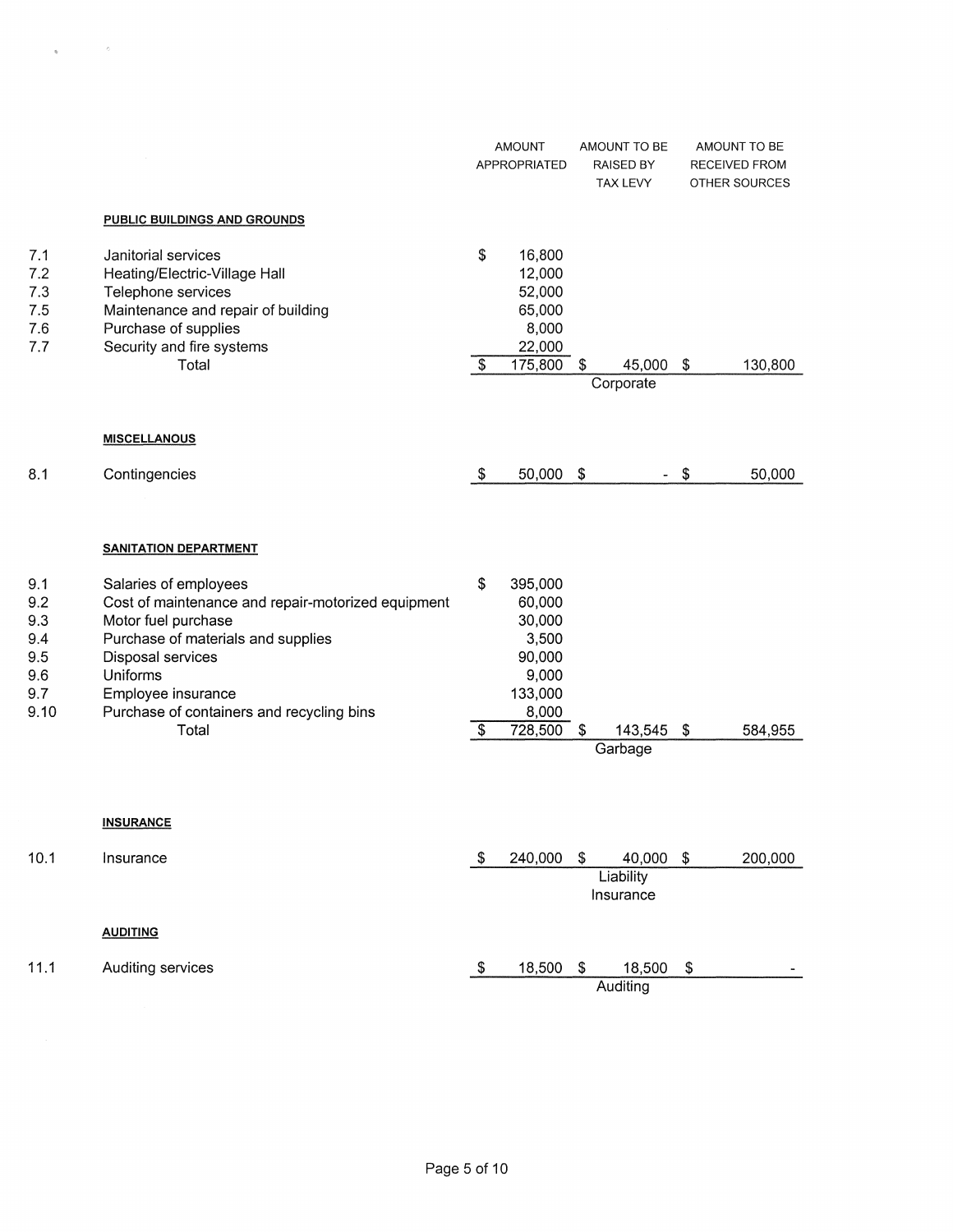| | | AMOUNT APPROPRIATED | AMOUNT TO BE RAISED BY TAX LEVY | AMOUNT TO BE RECEIVED FROM OTHER SOURCES |
|---|---|---|---|---|
| | **PUBLIC BUILDINGS AND GROUNDS** | | | |
| 7.1 | Janitorial services | $ 16,800 | | |
| 7.2 | Heating/Electric-Village Hall | 12,000 | | |
| 7.3 | Telephone services | 52,000 | | |
| 7.5 | Maintenance and repair of building | 65,000 | | |
| 7.6 | Purchase of supplies | 8,000 | | |
| 7.7 | Security and fire systems | 22,000 | | |
| | Total | $ 175,800 | $ 45,000 | $ 130,800 |
| | | | Corporate | |
| | **MISCELLANOUS** | | | |
| 8.1 | Contingencies | $ 50,000 | $ - | $ 50,000 |
| | **SANITATION DEPARTMENT** | | | |
| 9.1 | Salaries of employees | $ 395,000 | | |
| 9.2 | Cost of maintenance and repair-motorized equipment | 60,000 | | |
| 9.3 | Motor fuel purchase | 30,000 | | |
| 9.4 | Purchase of materials and supplies | 3,500 | | |
| 9.5 | Disposal services | 90,000 | | |
| 9.6 | Uniforms | 9,000 | | |
| 9.7 | Employee insurance | 133,000 | | |
| 9.10 | Purchase of containers and recycling bins | 8,000 | | |
| | Total | $ 728,500 | $ 143,545 | $ 584,955 |
| | | | Garbage | |
| | **INSURANCE** | | | |
| 10.1 | Insurance | $ 240,000 | $ 40,000 | $ 200,000 |
| | | | Liability Insurance | |
| | **AUDITING** | | | |
| 11.1 | Auditing services | $ 18,500 | $ 18,500 | $ - |
| | | | Auditing | |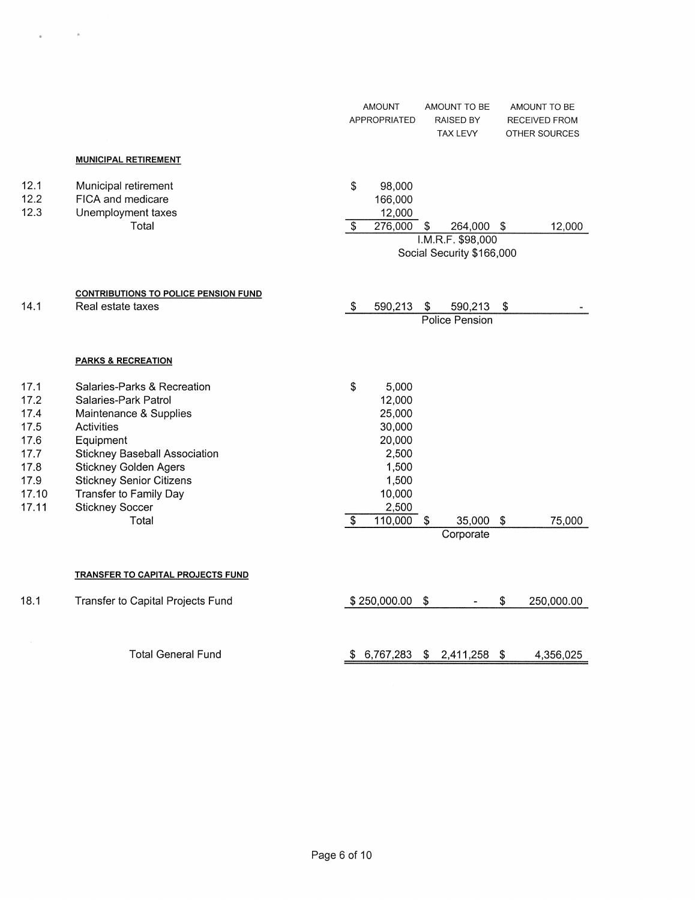| | | AMOUNT APPROPRIATED | AMOUNT TO BE RAISED BY TAX LEVY | AMOUNT TO BE RECEIVED FROM OTHER SOURCES |
|---|---|---|---|---|
| | **MUNICIPAL RETIREMENT** | | | |
| 12.1 | Municipal retirement | $ 98,000 | | |
| 12.2 | FICA and medicare | 166,000 | | |
| 12.3 | Unemployment taxes | 12,000 | | |
| | Total | $ 276,000 | $ 264,000 | $ 12,000 |
| | | | I.M.R.F. $98,000 | |
| | | | Social Security $166,000 | |
| | **CONTRIBUTIONS TO POLICE PENSION FUND** | | | |
| 14.1 | Real estate taxes | $ 590,213 | $ 590,213 | $ - |
| | | | Police Pension | |
| | **PARKS & RECREATION** | | | |
| 17.1 | Salaries-Parks & Recreation | $ 5,000 | | |
| 17.2 | Salaries-Park Patrol | 12,000 | | |
| 17.4 | Maintenance & Supplies | 25,000 | | |
| 17.5 | Activities | 30,000 | | |
| 17.6 | Equipment | 20,000 | | |
| 17.7 | Stickney Baseball Association | 2,500 | | |
| 17.8 | Stickney Golden Agers | 1,500 | | |
| 17.9 | Stickney Senior Citizens | 1,500 | | |
| 17.10 | Transfer to Family Day | 10,000 | | |
| 17.11 | Stickney Soccer | 2,500 | | |
| | Total | $ 110,000 | $ 35,000 | $ 75,000 |
| | | | Corporate | |
| | **TRANSFER TO CAPITAL PROJECTS FUND** | | | |
| 18.1 | Transfer to Capital Projects Fund | $ 250,000.00 | $ - | $ 250,000.00 |
| | Total General Fund | $ 6,767,283 | $ 2,411,258 | $ 4,356,025 |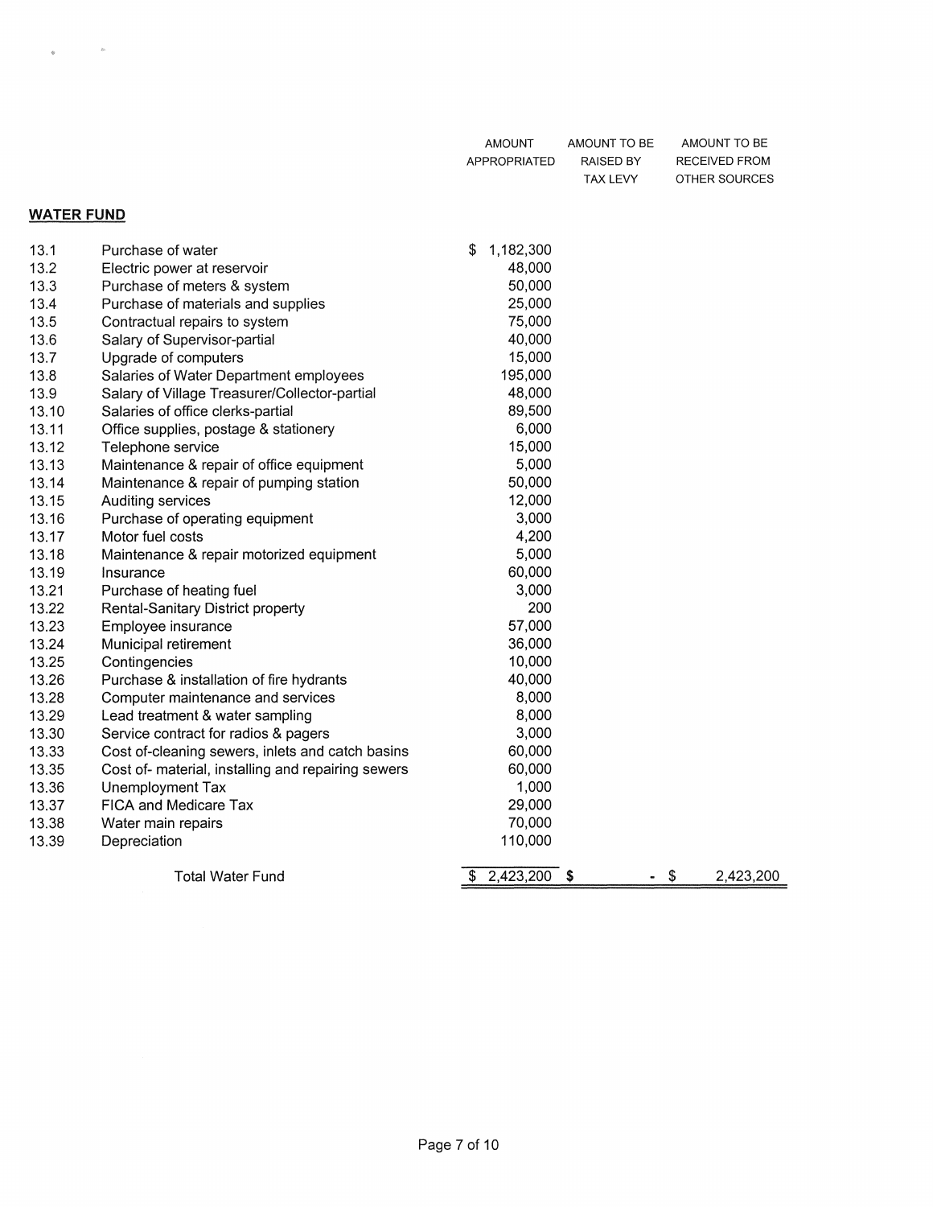| | | AMOUNT APPROPRIATED | AMOUNT TO BE RAISED BY TAX LEVY | AMOUNT TO BE RECEIVED FROM OTHER SOURCES |
|---|---|---|---|---|
| **WATER FUND** | | | | |
| 13.1 | Purchase of water | $ 1,182,300 | | |
| 13.2 | Electric power at reservoir | 48,000 | | |
| 13.3 | Purchase of meters & system | 50,000 | | |
| 13.4 | Purchase of materials and supplies | 25,000 | | |
| 13.5 | Contractual repairs to system | 75,000 | | |
| 13.6 | Salary of Supervisor-partial | 40,000 | | |
| 13.7 | Upgrade of computers | 15,000 | | |
| 13.8 | Salaries of Water Department employees | 195,000 | | |
| 13.9 | Salary of Village Treasurer/Collector-partial | 48,000 | | |
| 13.10 | Salaries of office clerks-partial | 89,500 | | |
| 13.11 | Office supplies, postage & stationery | 6,000 | | |
| 13.12 | Telephone service | 15,000 | | |
| 13.13 | Maintenance & repair of office equipment | 5,000 | | |
| 13.14 | Maintenance & repair of pumping station | 50,000 | | |
| 13.15 | Auditing services | 12,000 | | |
| 13.16 | Purchase of operating equipment | 3,000 | | |
| 13.17 | Motor fuel costs | 4,200 | | |
| 13.18 | Maintenance & repair motorized equipment | 5,000 | | |
| 13.19 | Insurance | 60,000 | | |
| 13.21 | Purchase of heating fuel | 3,000 | | |
| 13.22 | Rental-Sanitary District property | 200 | | |
| 13.23 | Employee insurance | 57,000 | | |
| 13.24 | Municipal retirement | 36,000 | | |
| 13.25 | Contingencies | 10,000 | | |
| 13.26 | Purchase & installation of fire hydrants | 40,000 | | |
| 13.28 | Computer maintenance and services | 8,000 | | |
| 13.29 | Lead treatment & water sampling | 8,000 | | |
| 13.30 | Service contract for radios & pagers | 3,000 | | |
| 13.33 | Cost of-cleaning sewers, inlets and catch basins | 60,000 | | |
| 13.35 | Cost of- material, installing and repairing sewers | 60,000 | | |
| 13.36 | Unemployment Tax | 1,000 | | |
| 13.37 | FICA and Medicare Tax | 29,000 | | |
| 13.38 | Water main repairs | 70,000 | | |
| 13.39 | Depreciation | 110,000 | | |
| | Total Water Fund | $ 2,423,200 | $ - | $ 2,423,200 |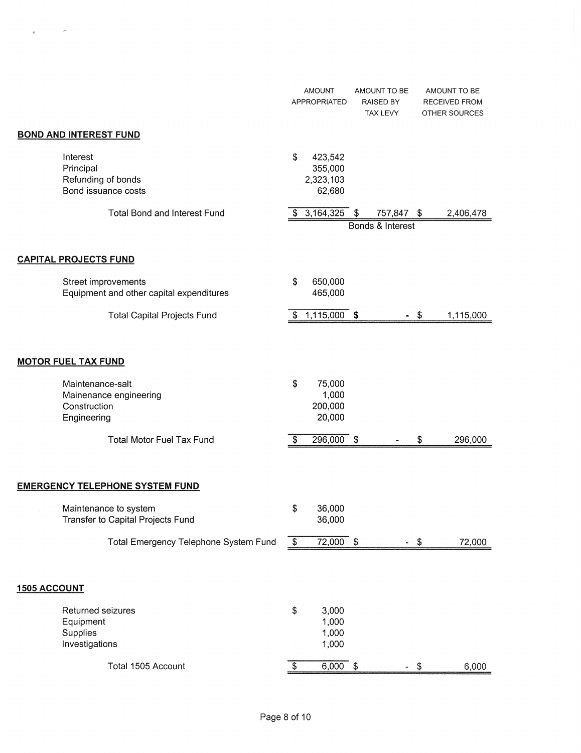| | AMOUNT APPROPRIATED | AMOUNT TO BE RAISED BY TAX LEVY | AMOUNT TO BE RECEIVED FROM OTHER SOURCES |
|---|---|---|---|
| **BOND AND INTEREST FUND** | | | |
| Interest | $ 423,542 | | |
| Principal | 355,000 | | |
| Refunding of bonds | 2,323,103 | | |
| Bond issuance costs | 62,680 | | |
| Total Bond and Interest Fund | $ 3,164,325 | $ 757,847 | $ 2,406,478 |
| | | Bonds & Interest | |
| **CAPITAL PROJECTS FUND** | | | |
| Street improvements | $ 650,000 | | |
| Equipment and other capital expenditures | 465,000 | | |
| Total Capital Projects Fund | $ 1,115,000 | $ - | $ 1,115,000 |
| **MOTOR FUEL TAX FUND** | | | |
| Maintenance-salt | $ 75,000 | | |
| Mainenance engineering | 1,000 | | |
| Construction | 200,000 | | |
| Engineering | 20,000 | | |
| Total Motor Fuel Tax Fund | $ 296,000 | $ - | $ 296,000 |
| **EMERGENCY TELEPHONE SYSTEM FUND** | | | |
| Maintenance to system | $ 36,000 | | |
| Transfer to Capital Projects Fund | 36,000 | | |
| Total Emergency Telephone System Fund | $ 72,000 | $ - | $ 72,000 |
| **1505 ACCOUNT** | | | |
| Returned seizures | $ 3,000 | | |
| Equipment | 1,000 | | |
| Supplies | 1,000 | | |
| Investigations | 1,000 | | |
| Total 1505 Account | $ 6,000 | $ - | $ 6,000 |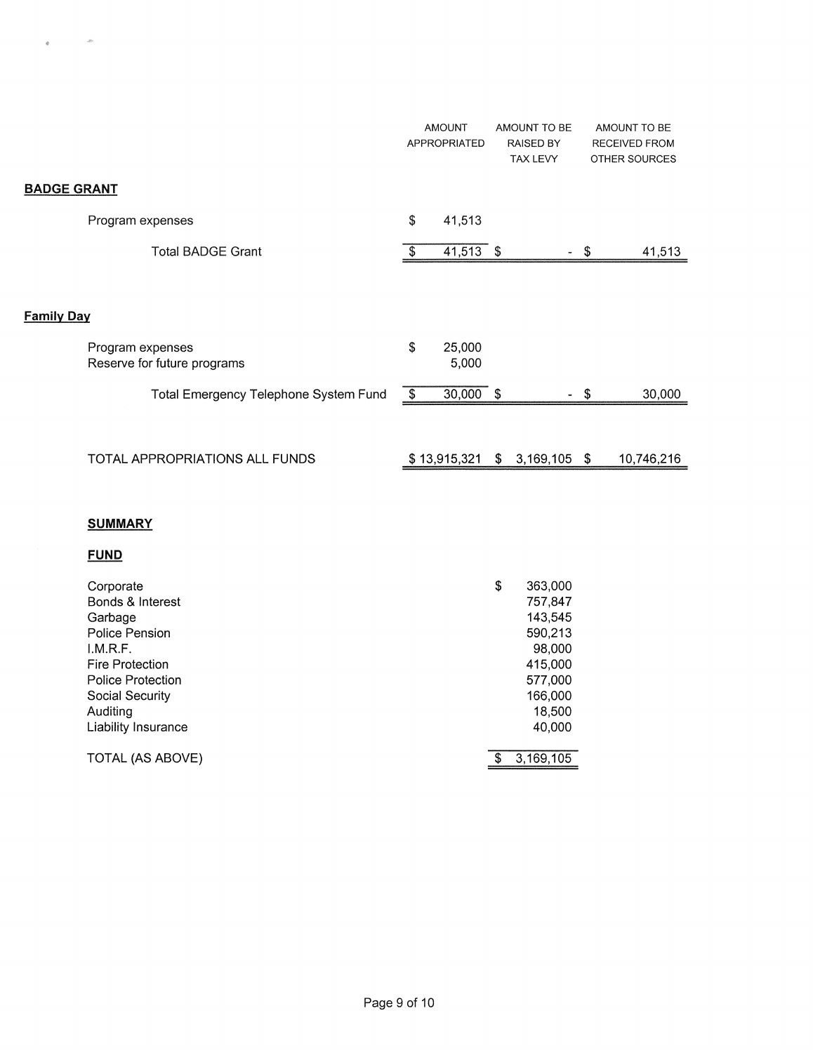| | AMOUNT APPROPRIATED | AMOUNT TO BE RAISED BY TAX LEVY | AMOUNT TO BE RECEIVED FROM OTHER SOURCES |
|---|---|---|---|
| **BADGE GRANT** | | | |
| Program expenses | $ 41,513 | | |
| Total BADGE Grant | $ 41,513 | $ - | $ 41,513 |
| **Family Day** | | | |
| Program expenses | $ 25,000 | | |
| Reserve for future programs | 5,000 | | |
| Total Emergency Telephone System Fund | $ 30,000 | $ - | $ 30,000 |
| TOTAL APPROPRIATIONS ALL FUNDS | $ 13,915,321 | $ 3,169,105 | $ 10,746,216 |

**SUMMARY**

**FUND**

| | |
|---|---|
| Corporate | $ 363,000 |
| Bonds & Interest | 757,847 |
| Garbage | 143,545 |
| Police Pension | 590,213 |
| I.M.R.F. | 98,000 |
| Fire Protection | 415,000 |
| Police Protection | 577,000 |
| Social Security | 166,000 |
| Auditing | 18,500 |
| Liability Insurance | 40,000 |
| TOTAL (AS ABOVE) | $ 3,169,105 |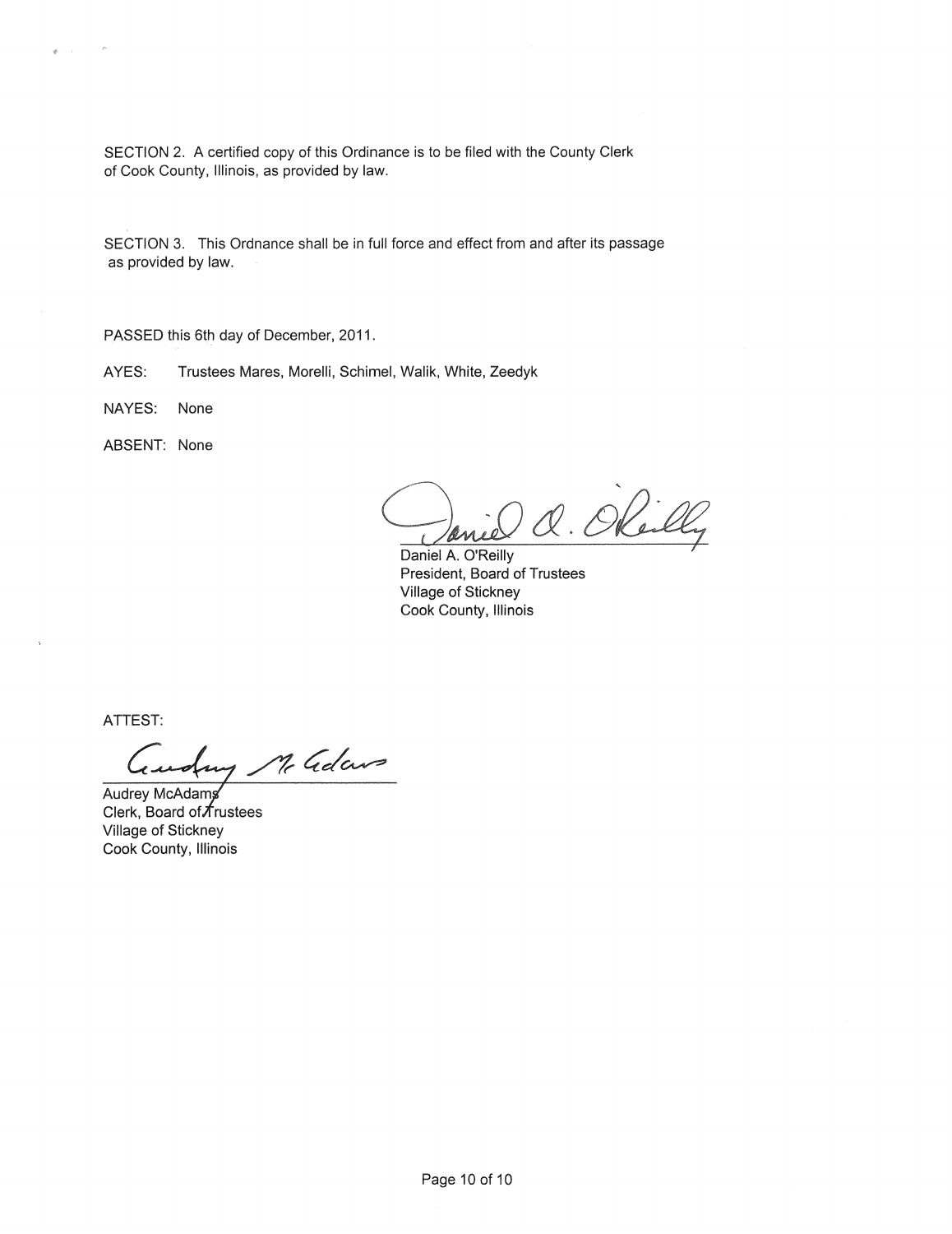SECTION 2. A certified copy of this Ordinance is to be filed with the County Clerk of Cook County, Illinois, as provided by law.

SECTION 3. This Ordnance shall be in full force and effect from and after its passage as provided by law.

PASSED this 6th day of December, 2011.

AYES: Trustees Mares, Morelli, Schimel, Walik, White, Zeedyk

NAYES: None

ABSENT: None

Daniel A. O'Reilly
President, Board of Trustees
Village of Stickney
Cook County, Illinois

ATTEST:

Audrey McAdams
Clerk, Board of Trustees
Village of Stickney
Cook County, Illinois